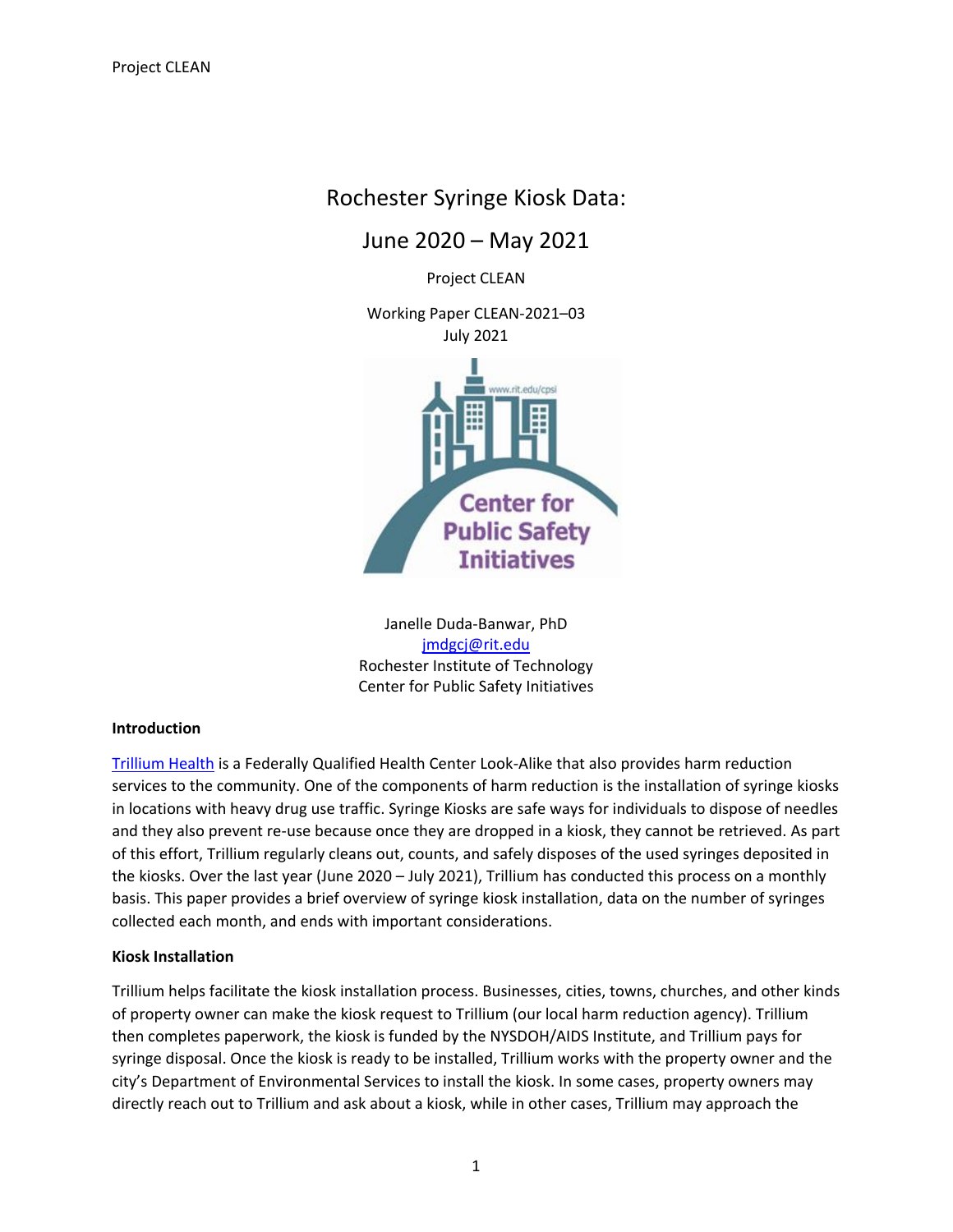# Rochester Syringe Kiosk Data:

# June 2020 – May 2021

Project CLEAN

Working Paper CLEAN-2021–03
July 2021

Janelle Duda-Banwar, PhD
jmdgcj@rit.edu
Rochester Institute of Technology
Center for Public Safety Initiatives

### Introduction

Trillium Health is a Federally Qualified Health Center Look-Alike that also provides harm reduction services to the community. One of the components of harm reduction is the installation of syringe kiosks in locations with heavy drug use traffic. Syringe Kiosks are safe ways for individuals to dispose of needles and they also prevent re-use because once they are dropped in a kiosk, they cannot be retrieved. As part of this effort, Trillium regularly cleans out, counts, and safely disposes of the used syringes deposited in the kiosks. Over the last year (June 2020 – July 2021), Trillium has conducted this process on a monthly basis. This paper provides a brief overview of syringe kiosk installation, data on the number of syringes collected each month, and ends with important considerations.

### Kiosk Installation

Trillium helps facilitate the kiosk installation process. Businesses, cities, towns, churches, and other kinds of property owner can make the kiosk request to Trillium (our local harm reduction agency). Trillium then completes paperwork, the kiosk is funded by the NYSDOH/AIDS Institute, and Trillium pays for syringe disposal. Once the kiosk is ready to be installed, Trillium works with the property owner and the city's Department of Environmental Services to install the kiosk. In some cases, property owners may directly reach out to Trillium and ask about a kiosk, while in other cases, Trillium may approach the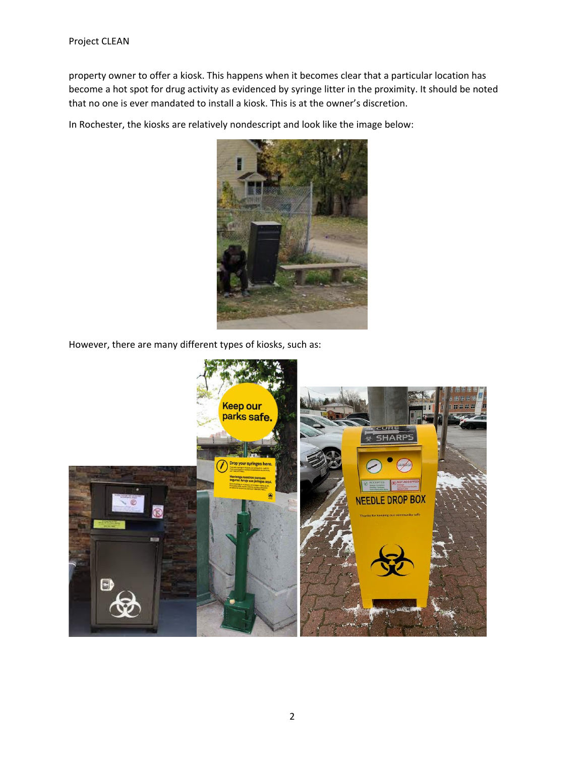property owner to offer a kiosk. This happens when it becomes clear that a particular location has become a hot spot for drug activity as evidenced by syringe litter in the proximity. It should be noted that no one is ever mandated to install a kiosk. This is at the owner's discretion.

In Rochester, the kiosks are relatively nondescript and look like the image below:

However, there are many different types of kiosks, such as: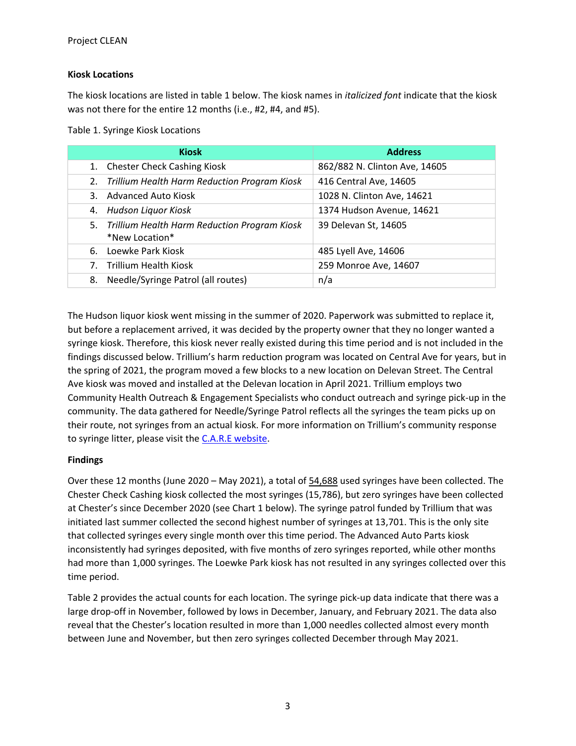### Kiosk Locations

The kiosk locations are listed in table 1 below. The kiosk names in *italicized font* indicate that the kiosk was not there for the entire 12 months (i.e., #2, #4, and #5).

Table 1. Syringe Kiosk Locations

| Kiosk | Address |
|---|---|
| 1. Chester Check Cashing Kiosk | 862/882 N. Clinton Ave, 14605 |
| 2. *Trillium Health Harm Reduction Program Kiosk* | 416 Central Ave, 14605 |
| 3. Advanced Auto Kiosk | 1028 N. Clinton Ave, 14621 |
| 4. *Hudson Liquor Kiosk* | 1374 Hudson Avenue, 14621 |
| 5. *Trillium Health Harm Reduction Program Kiosk* *New Location* | 39 Delevan St, 14605 |
| 6. Loewke Park Kiosk | 485 Lyell Ave, 14606 |
| 7. Trillium Health Kiosk | 259 Monroe Ave, 14607 |
| 8. Needle/Syringe Patrol (all routes) | n/a |

The Hudson liquor kiosk went missing in the summer of 2020. Paperwork was submitted to replace it, but before a replacement arrived, it was decided by the property owner that they no longer wanted a syringe kiosk. Therefore, this kiosk never really existed during this time period and is not included in the findings discussed below. Trillium's harm reduction program was located on Central Ave for years, but in the spring of 2021, the program moved a few blocks to a new location on Delevan Street. The Central Ave kiosk was moved and installed at the Delevan location in April 2021. Trillium employs two Community Health Outreach & Engagement Specialists who conduct outreach and syringe pick-up in the community. The data gathered for Needle/Syringe Patrol reflects all the syringes the team picks up on their route, not syringes from an actual kiosk. For more information on Trillium's community response to syringe litter, please visit the C.A.R.E website.

### Findings

Over these 12 months (June 2020 – May 2021), a total of 54,688 used syringes have been collected. The Chester Check Cashing kiosk collected the most syringes (15,786), but zero syringes have been collected at Chester's since December 2020 (see Chart 1 below). The syringe patrol funded by Trillium that was initiated last summer collected the second highest number of syringes at 13,701. This is the only site that collected syringes every single month over this time period. The Advanced Auto Parts kiosk inconsistently had syringes deposited, with five months of zero syringes reported, while other months had more than 1,000 syringes. The Loewke Park kiosk has not resulted in any syringes collected over this time period.

Table 2 provides the actual counts for each location. The syringe pick-up data indicate that there was a large drop-off in November, followed by lows in December, January, and February 2021. The data also reveal that the Chester's location resulted in more than 1,000 needles collected almost every month between June and November, but then zero syringes collected December through May 2021.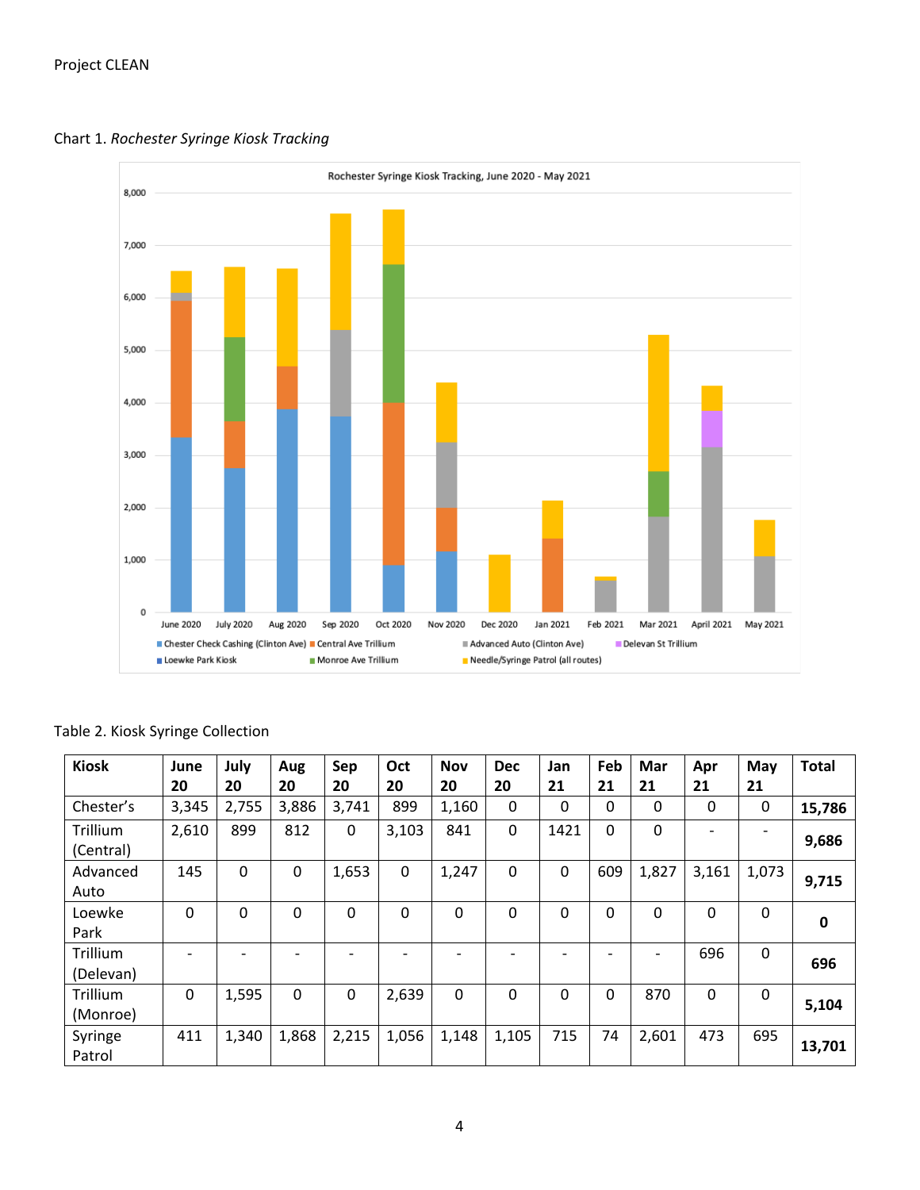Project CLEAN

Chart 1. *Rochester Syringe Kiosk Tracking*

Rochester Syringe Kiosk Tracking, June 2020 - May 2021

8,000
7,000
6,000
5,000
4,000
3,000
2,000
1,000
0

June 2020 July 2020 Aug 2020 Sep 2020 Oct 2020 Nov 2020 Dec 2020 Jan 2021 Feb 2021 Mar 2021 April 2021 May 2021

Chester Check Cashing (Clinton Ave) Central Ave Trillium Advanced Auto (Clinton Ave) Delevan St Trillium
Loewke Park Kiosk Monroe Ave Trillium Needle/Syringe Patrol (all routes)

Table 2. Kiosk Syringe Collection

| Kiosk | June 20 | July 20 | Aug 20 | Sep 20 | Oct 20 | Nov 20 | Dec 20 | Jan 21 | Feb 21 | Mar 21 | Apr 21 | May 21 | Total |
|---|---|---|---|---|---|---|---|---|---|---|---|---|---|
| Chester's | 3,345 | 2,755 | 3,886 | 3,741 | 899 | 1,160 | 0 | 0 | 0 | 0 | 0 | 0 | **15,786** |
| Trillium (Central) | 2,610 | 899 | 812 | 0 | 3,103 | 841 | 0 | 1421 | 0 | 0 | - | - | **9,686** |
| Advanced Auto | 145 | 0 | 0 | 1,653 | 0 | 1,247 | 0 | 0 | 609 | 1,827 | 3,161 | 1,073 | **9,715** |
| Loewke Park | 0 | 0 | 0 | 0 | 0 | 0 | 0 | 0 | 0 | 0 | 0 | 0 | **0** |
| Trillium (Delevan) | - | - | - | - | - | - | - | - | - | - | 696 | 0 | **696** |
| Trillium (Monroe) | 0 | 1,595 | 0 | 0 | 2,639 | 0 | 0 | 0 | 0 | 870 | 0 | 0 | **5,104** |
| Syringe Patrol | 411 | 1,340 | 1,868 | 2,215 | 1,056 | 1,148 | 1,105 | 715 | 74 | 2,601 | 473 | 695 | **13,701** |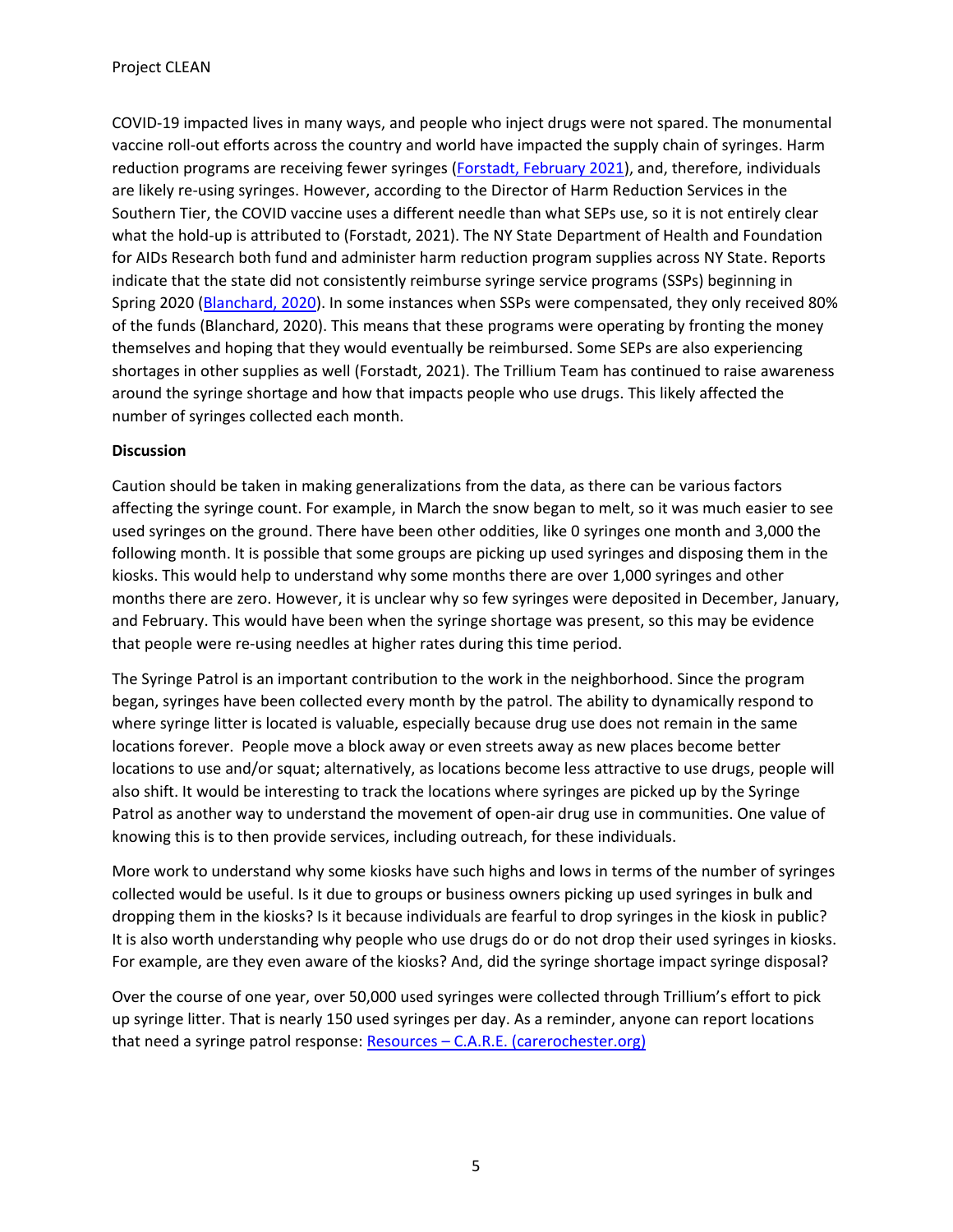COVID-19 impacted lives in many ways, and people who inject drugs were not spared. The monumental vaccine roll-out efforts across the country and world have impacted the supply chain of syringes. Harm reduction programs are receiving fewer syringes (Forstadt, February 2021), and, therefore, individuals are likely re-using syringes. However, according to the Director of Harm Reduction Services in the Southern Tier, the COVID vaccine uses a different needle than what SEPs use, so it is not entirely clear what the hold-up is attributed to (Forstadt, 2021). The NY State Department of Health and Foundation for AIDs Research both fund and administer harm reduction program supplies across NY State. Reports indicate that the state did not consistently reimburse syringe service programs (SSPs) beginning in Spring 2020 (Blanchard, 2020). In some instances when SSPs were compensated, they only received 80% of the funds (Blanchard, 2020). This means that these programs were operating by fronting the money themselves and hoping that they would eventually be reimbursed. Some SEPs are also experiencing shortages in other supplies as well (Forstadt, 2021). The Trillium Team has continued to raise awareness around the syringe shortage and how that impacts people who use drugs. This likely affected the number of syringes collected each month.

**Discussion**

Caution should be taken in making generalizations from the data, as there can be various factors affecting the syringe count. For example, in March the snow began to melt, so it was much easier to see used syringes on the ground. There have been other oddities, like 0 syringes one month and 3,000 the following month. It is possible that some groups are picking up used syringes and disposing them in the kiosks. This would help to understand why some months there are over 1,000 syringes and other months there are zero. However, it is unclear why so few syringes were deposited in December, January, and February. This would have been when the syringe shortage was present, so this may be evidence that people were re-using needles at higher rates during this time period.

The Syringe Patrol is an important contribution to the work in the neighborhood. Since the program began, syringes have been collected every month by the patrol. The ability to dynamically respond to where syringe litter is located is valuable, especially because drug use does not remain in the same locations forever. People move a block away or even streets away as new places become better locations to use and/or squat; alternatively, as locations become less attractive to use drugs, people will also shift. It would be interesting to track the locations where syringes are picked up by the Syringe Patrol as another way to understand the movement of open-air drug use in communities. One value of knowing this is to then provide services, including outreach, for these individuals.

More work to understand why some kiosks have such highs and lows in terms of the number of syringes collected would be useful. Is it due to groups or business owners picking up used syringes in bulk and dropping them in the kiosks? Is it because individuals are fearful to drop syringes in the kiosk in public? It is also worth understanding why people who use drugs do or do not drop their used syringes in kiosks. For example, are they even aware of the kiosks? And, did the syringe shortage impact syringe disposal?

Over the course of one year, over 50,000 used syringes were collected through Trillium's effort to pick up syringe litter. That is nearly 150 used syringes per day. As a reminder, anyone can report locations that need a syringe patrol response: Resources – C.A.R.E. (carerochester.org)